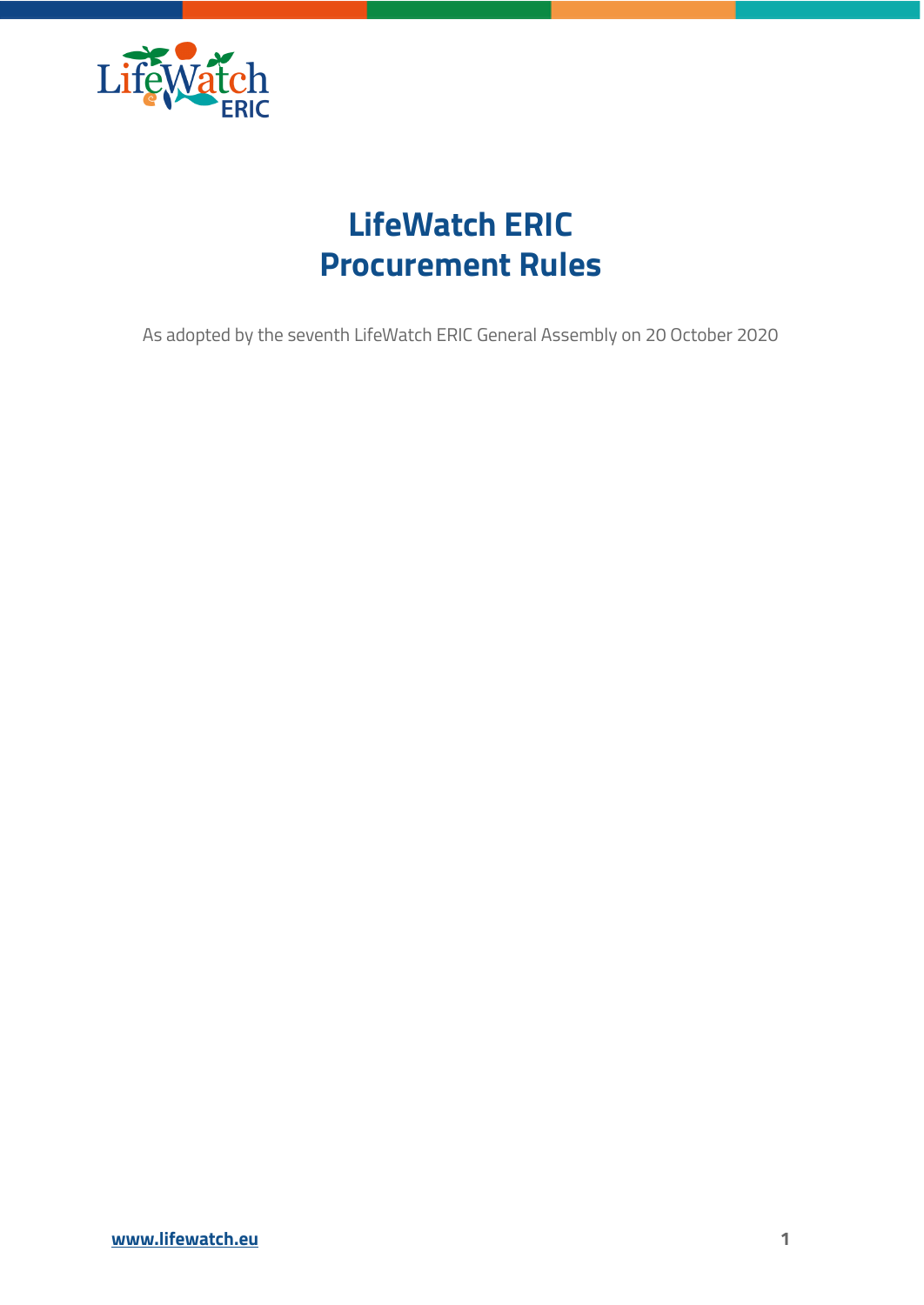# LifeWatch ERIC
# Procurement Rules

As adopted by the seventh LifeWatch ERIC General Assembly on 20 October 2020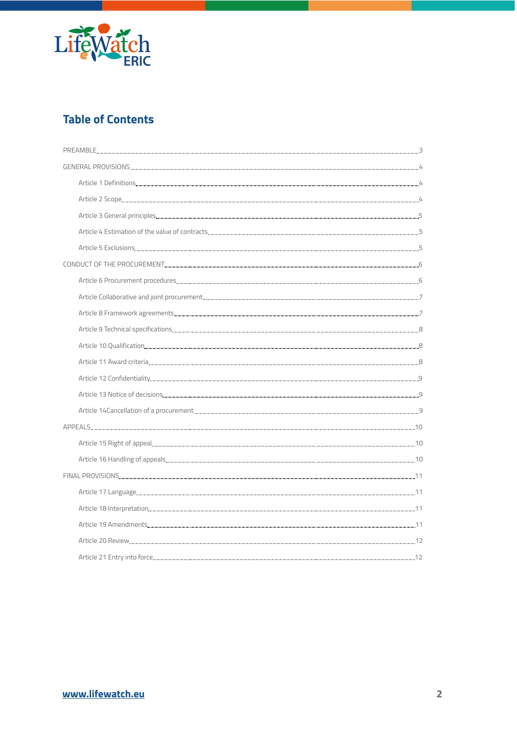## Table of Contents

PREAMBLE .......... 3

GENERAL PROVISIONS .......... 4

- Article 1 Definitions .......... 4
- Article 2 Scope .......... 4
- Article 3 General principles .......... 5
- Article 4 Estimation of the value of contracts .......... 5
- Article 5 Exclusions .......... 5

CONDUCT OF THE PROCUREMENT .......... 6

- Article 6 Procurement procedures .......... 6
- Article Collaborative and joint procurement .......... 7
- Article 8 Framework agreements .......... 7
- Article 9 Technical specifications .......... 8
- Article 10 Qualification .......... 8
- Article 11 Award criteria .......... 8
- Article 12 Confidentiality .......... 9
- Article 13 Notice of decisions .......... 9
- Article 14Cancellation of a procurement .......... 9

APPEALS .......... 10

- Article 15 Right of appeal .......... 10
- Article 16 Handling of appeals .......... 10

FINAL PROVISIONS .......... 11

- Article 17 Language .......... 11
- Article 18 Interpretation .......... 11
- Article 19 Amendments .......... 11
- Article 20 Review .......... 12
- Article 21 Entry into force .......... 12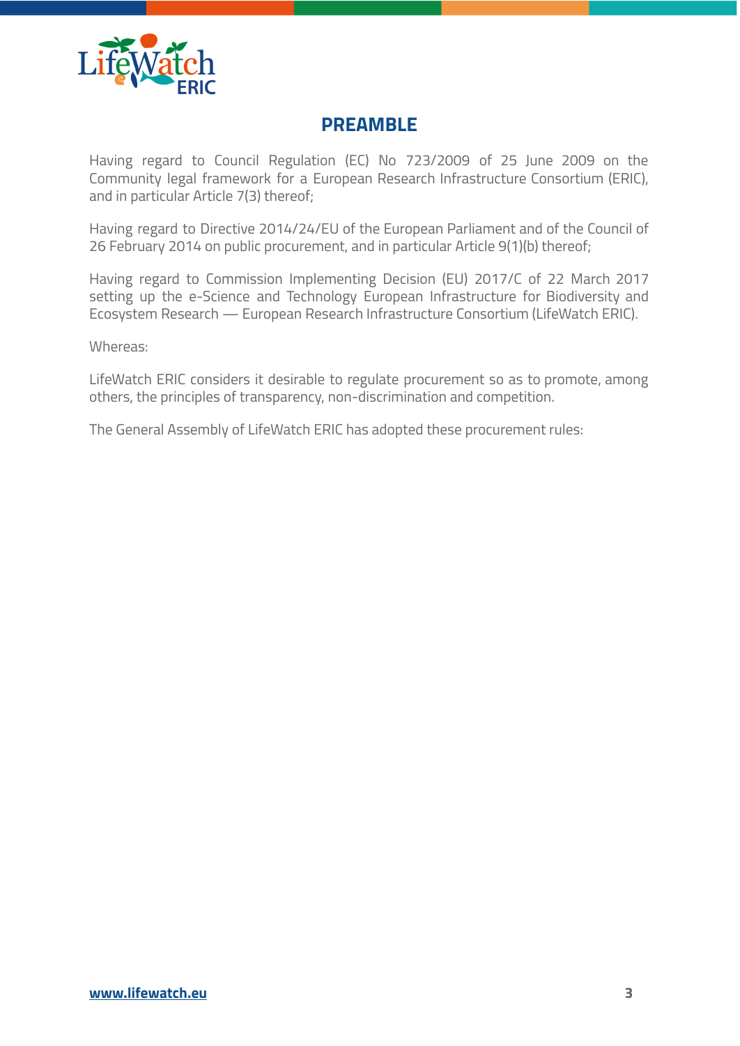# PREAMBLE

Having regard to Council Regulation (EC) No 723/2009 of 25 June 2009 on the Community legal framework for a European Research Infrastructure Consortium (ERIC), and in particular Article 7(3) thereof;

Having regard to Directive 2014/24/EU of the European Parliament and of the Council of 26 February 2014 on public procurement, and in particular Article 9(1)(b) thereof;

Having regard to Commission Implementing Decision (EU) 2017/C of 22 March 2017 setting up the e-Science and Technology European Infrastructure for Biodiversity and Ecosystem Research — European Research Infrastructure Consortium (LifeWatch ERIC).

Whereas:

LifeWatch ERIC considers it desirable to regulate procurement so as to promote, among others, the principles of transparency, non-discrimination and competition.

The General Assembly of LifeWatch ERIC has adopted these procurement rules: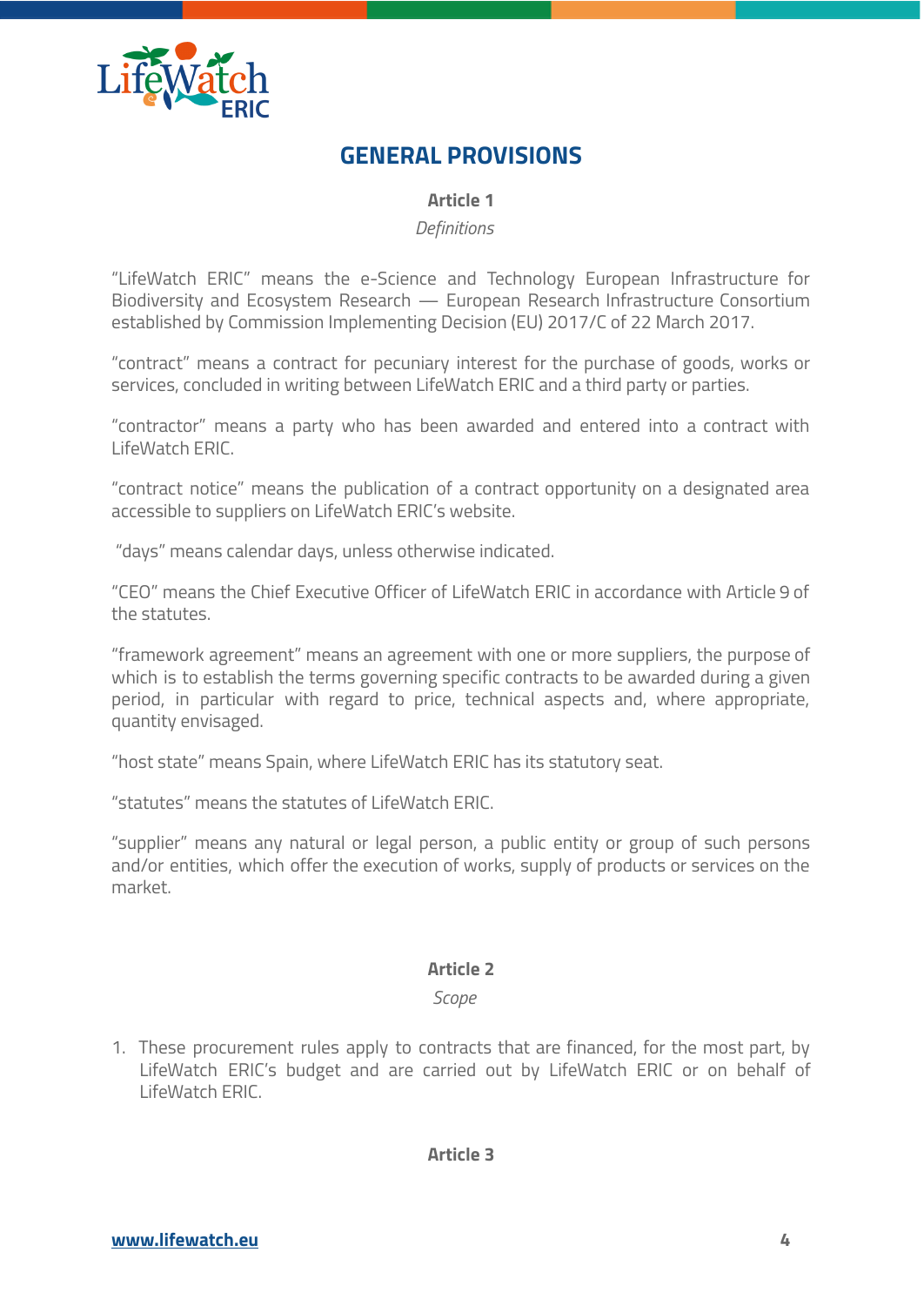# GENERAL PROVISIONS

## Article 1

*Definitions*

"LifeWatch ERIC" means the e-Science and Technology European Infrastructure for Biodiversity and Ecosystem Research — European Research Infrastructure Consortium established by Commission Implementing Decision (EU) 2017/C of 22 March 2017.

"contract" means a contract for pecuniary interest for the purchase of goods, works or services, concluded in writing between LifeWatch ERIC and a third party or parties.

"contractor" means a party who has been awarded and entered into a contract with LifeWatch ERIC.

"contract notice" means the publication of a contract opportunity on a designated area accessible to suppliers on LifeWatch ERIC's website.

"days" means calendar days, unless otherwise indicated.

"CEO" means the Chief Executive Officer of LifeWatch ERIC in accordance with Article 9 of the statutes.

"framework agreement" means an agreement with one or more suppliers, the purpose of which is to establish the terms governing specific contracts to be awarded during a given period, in particular with regard to price, technical aspects and, where appropriate, quantity envisaged.

"host state" means Spain, where LifeWatch ERIC has its statutory seat.

"statutes" means the statutes of LifeWatch ERIC.

"supplier" means any natural or legal person, a public entity or group of such persons and/or entities, which offer the execution of works, supply of products or services on the market.

## Article 2

*Scope*

1. These procurement rules apply to contracts that are financed, for the most part, by LifeWatch ERIC's budget and are carried out by LifeWatch ERIC or on behalf of LifeWatch ERIC.

## Article 3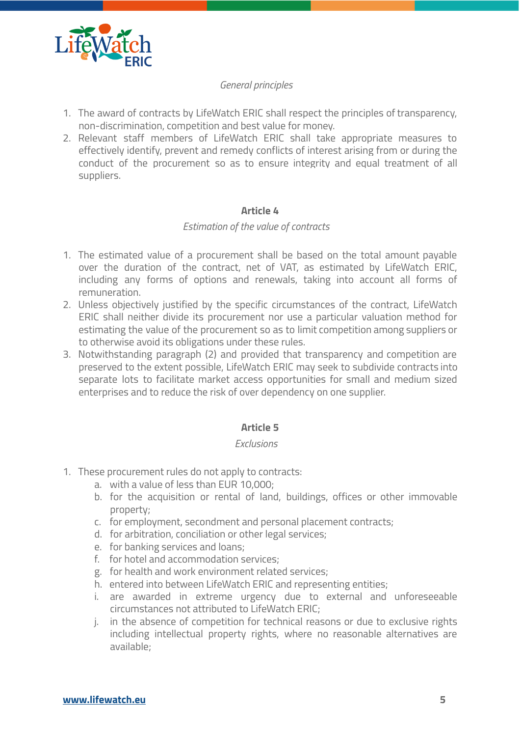*General principles*

1. The award of contracts by LifeWatch ERIC shall respect the principles of transparency, non-discrimination, competition and best value for money.
2. Relevant staff members of LifeWatch ERIC shall take appropriate measures to effectively identify, prevent and remedy conflicts of interest arising from or during the conduct of the procurement so as to ensure integrity and equal treatment of all suppliers.

**Article 4**

*Estimation of the value of contracts*

1. The estimated value of a procurement shall be based on the total amount payable over the duration of the contract, net of VAT, as estimated by LifeWatch ERIC, including any forms of options and renewals, taking into account all forms of remuneration.
2. Unless objectively justified by the specific circumstances of the contract, LifeWatch ERIC shall neither divide its procurement nor use a particular valuation method for estimating the value of the procurement so as to limit competition among suppliers or to otherwise avoid its obligations under these rules.
3. Notwithstanding paragraph (2) and provided that transparency and competition are preserved to the extent possible, LifeWatch ERIC may seek to subdivide contracts into separate lots to facilitate market access opportunities for small and medium sized enterprises and to reduce the risk of over dependency on one supplier.

**Article 5**

*Exclusions*

1. These procurement rules do not apply to contracts:
    a. with a value of less than EUR 10,000;
    b. for the acquisition or rental of land, buildings, offices or other immovable property;
    c. for employment, secondment and personal placement contracts;
    d. for arbitration, conciliation or other legal services;
    e. for banking services and loans;
    f. for hotel and accommodation services;
    g. for health and work environment related services;
    h. entered into between LifeWatch ERIC and representing entities;
    i. are awarded in extreme urgency due to external and unforeseeable circumstances not attributed to LifeWatch ERIC;
    j. in the absence of competition for technical reasons or due to exclusive rights including intellectual property rights, where no reasonable alternatives are available;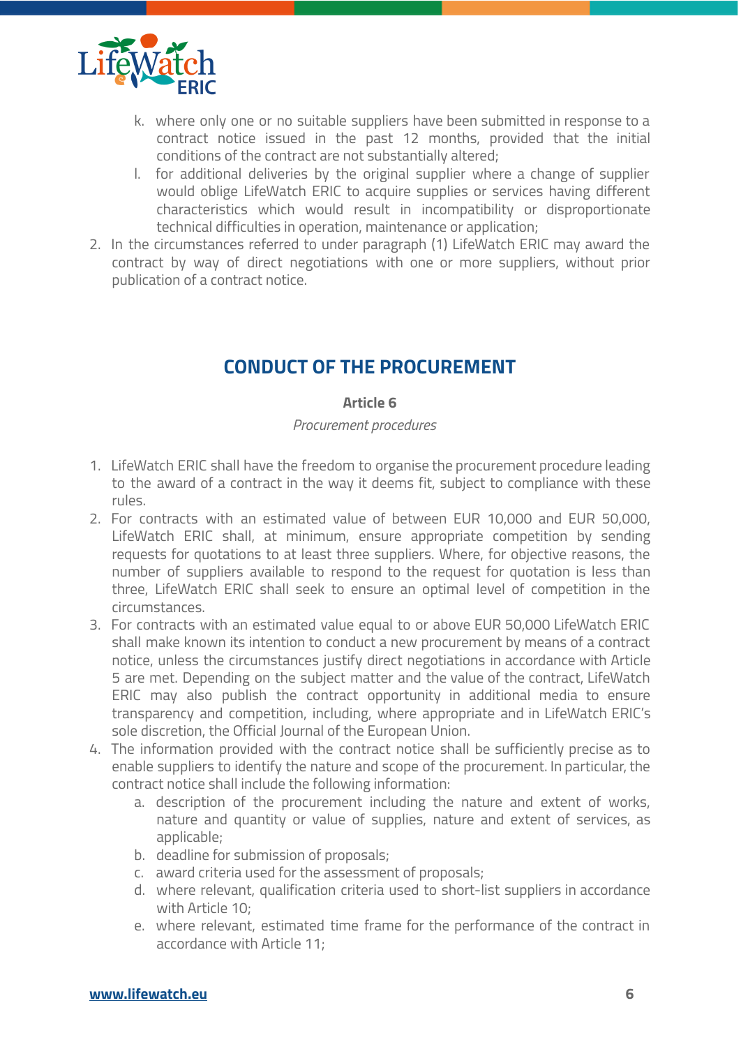k. where only one or no suitable suppliers have been submitted in response to a contract notice issued in the past 12 months, provided that the initial conditions of the contract are not substantially altered;
l. for additional deliveries by the original supplier where a change of supplier would oblige LifeWatch ERIC to acquire supplies or services having different characteristics which would result in incompatibility or disproportionate technical difficulties in operation, maintenance or application;

2. In the circumstances referred to under paragraph (1) LifeWatch ERIC may award the contract by way of direct negotiations with one or more suppliers, without prior publication of a contract notice.

## CONDUCT OF THE PROCUREMENT

**Article 6**

*Procurement procedures*

1. LifeWatch ERIC shall have the freedom to organise the procurement procedure leading to the award of a contract in the way it deems fit, subject to compliance with these rules.
2. For contracts with an estimated value of between EUR 10,000 and EUR 50,000, LifeWatch ERIC shall, at minimum, ensure appropriate competition by sending requests for quotations to at least three suppliers. Where, for objective reasons, the number of suppliers available to respond to the request for quotation is less than three, LifeWatch ERIC shall seek to ensure an optimal level of competition in the circumstances.
3. For contracts with an estimated value equal to or above EUR 50,000 LifeWatch ERIC shall make known its intention to conduct a new procurement by means of a contract notice, unless the circumstances justify direct negotiations in accordance with Article 5 are met. Depending on the subject matter and the value of the contract, LifeWatch ERIC may also publish the contract opportunity in additional media to ensure transparency and competition, including, where appropriate and in LifeWatch ERIC's sole discretion, the Official Journal of the European Union.
4. The information provided with the contract notice shall be sufficiently precise as to enable suppliers to identify the nature and scope of the procurement. In particular, the contract notice shall include the following information:
   a. description of the procurement including the nature and extent of works, nature and quantity or value of supplies, nature and extent of services, as applicable;
   b. deadline for submission of proposals;
   c. award criteria used for the assessment of proposals;
   d. where relevant, qualification criteria used to short-list suppliers in accordance with Article 10;
   e. where relevant, estimated time frame for the performance of the contract in accordance with Article 11;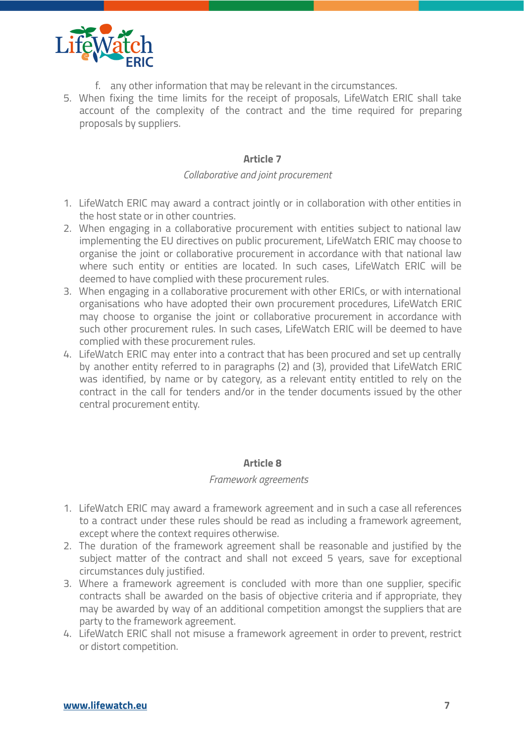f. any other information that may be relevant in the circumstances.

5. When fixing the time limits for the receipt of proposals, LifeWatch ERIC shall take account of the complexity of the contract and the time required for preparing proposals by suppliers.

## Article 7

*Collaborative and joint procurement*

1. LifeWatch ERIC may award a contract jointly or in collaboration with other entities in the host state or in other countries.
2. When engaging in a collaborative procurement with entities subject to national law implementing the EU directives on public procurement, LifeWatch ERIC may choose to organise the joint or collaborative procurement in accordance with that national law where such entity or entities are located. In such cases, LifeWatch ERIC will be deemed to have complied with these procurement rules.
3. When engaging in a collaborative procurement with other ERICs, or with international organisations who have adopted their own procurement procedures, LifeWatch ERIC may choose to organise the joint or collaborative procurement in accordance with such other procurement rules. In such cases, LifeWatch ERIC will be deemed to have complied with these procurement rules.
4. LifeWatch ERIC may enter into a contract that has been procured and set up centrally by another entity referred to in paragraphs (2) and (3), provided that LifeWatch ERIC was identified, by name or by category, as a relevant entity entitled to rely on the contract in the call for tenders and/or in the tender documents issued by the other central procurement entity.

## Article 8

*Framework agreements*

1. LifeWatch ERIC may award a framework agreement and in such a case all references to a contract under these rules should be read as including a framework agreement, except where the context requires otherwise.
2. The duration of the framework agreement shall be reasonable and justified by the subject matter of the contract and shall not exceed 5 years, save for exceptional circumstances duly justified.
3. Where a framework agreement is concluded with more than one supplier, specific contracts shall be awarded on the basis of objective criteria and if appropriate, they may be awarded by way of an additional competition amongst the suppliers that are party to the framework agreement.
4. LifeWatch ERIC shall not misuse a framework agreement in order to prevent, restrict or distort competition.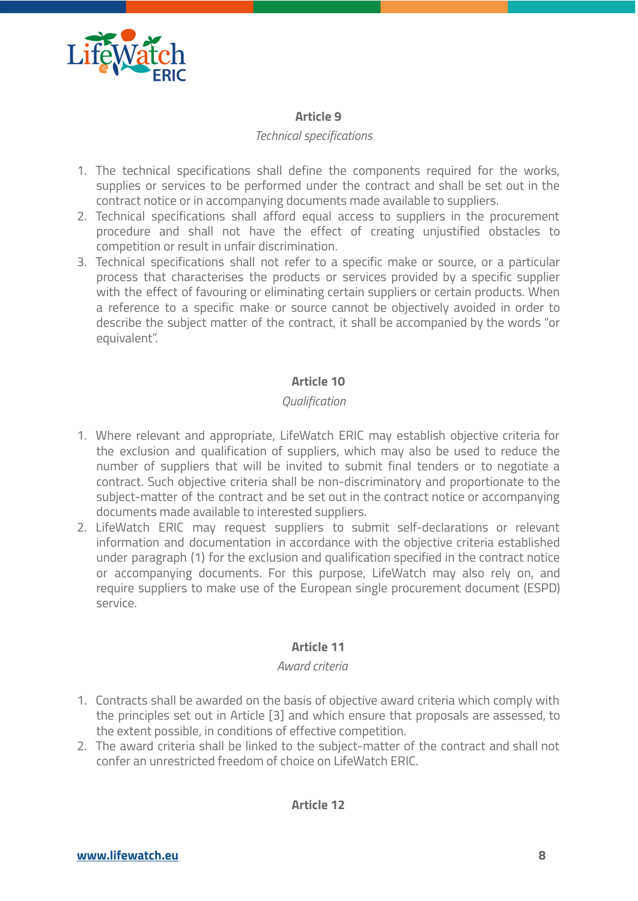**Article 9**

*Technical specifications*

1. The technical specifications shall define the components required for the works, supplies or services to be performed under the contract and shall be set out in the contract notice or in accompanying documents made available to suppliers.
2. Technical specifications shall afford equal access to suppliers in the procurement procedure and shall not have the effect of creating unjustified obstacles to competition or result in unfair discrimination.
3. Technical specifications shall not refer to a specific make or source, or a particular process that characterises the products or services provided by a specific supplier with the effect of favouring or eliminating certain suppliers or certain products. When a reference to a specific make or source cannot be objectively avoided in order to describe the subject matter of the contract, it shall be accompanied by the words "or equivalent".

**Article 10**

*Qualification*

1. Where relevant and appropriate, LifeWatch ERIC may establish objective criteria for the exclusion and qualification of suppliers, which may also be used to reduce the number of suppliers that will be invited to submit final tenders or to negotiate a contract. Such objective criteria shall be non-discriminatory and proportionate to the subject-matter of the contract and be set out in the contract notice or accompanying documents made available to interested suppliers.
2. LifeWatch ERIC may request suppliers to submit self-declarations or relevant information and documentation in accordance with the objective criteria established under paragraph (1) for the exclusion and qualification specified in the contract notice or accompanying documents. For this purpose, LifeWatch may also rely on, and require suppliers to make use of the European single procurement document (ESPD) service.

**Article 11**

*Award criteria*

1. Contracts shall be awarded on the basis of objective award criteria which comply with the principles set out in Article [3] and which ensure that proposals are assessed, to the extent possible, in conditions of effective competition.
2. The award criteria shall be linked to the subject-matter of the contract and shall not confer an unrestricted freedom of choice on LifeWatch ERIC.

**Article 12**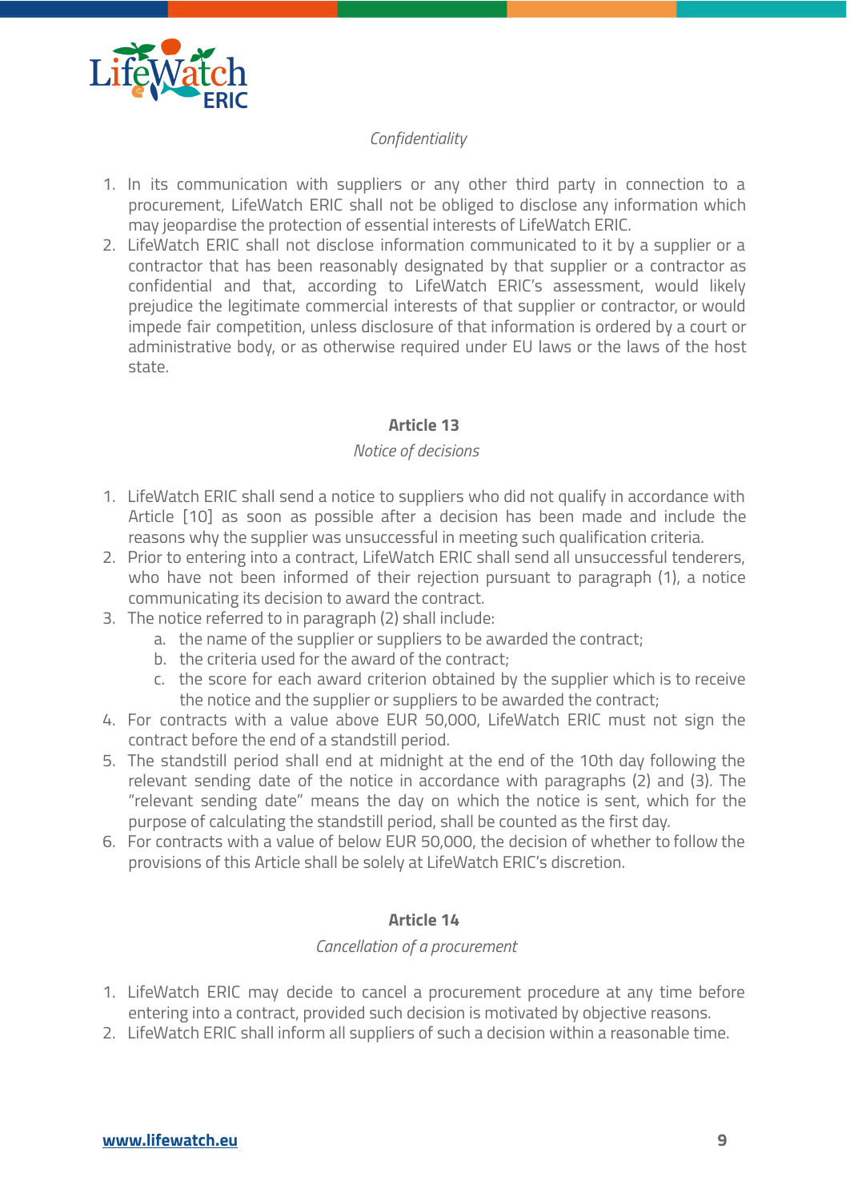*Confidentiality*

1. In its communication with suppliers or any other third party in connection to a procurement, LifeWatch ERIC shall not be obliged to disclose any information which may jeopardise the protection of essential interests of LifeWatch ERIC.
2. LifeWatch ERIC shall not disclose information communicated to it by a supplier or a contractor that has been reasonably designated by that supplier or a contractor as confidential and that, according to LifeWatch ERIC's assessment, would likely prejudice the legitimate commercial interests of that supplier or contractor, or would impede fair competition, unless disclosure of that information is ordered by a court or administrative body, or as otherwise required under EU laws or the laws of the host state.

### Article 13

*Notice of decisions*

1. LifeWatch ERIC shall send a notice to suppliers who did not qualify in accordance with Article [10] as soon as possible after a decision has been made and include the reasons why the supplier was unsuccessful in meeting such qualification criteria.
2. Prior to entering into a contract, LifeWatch ERIC shall send all unsuccessful tenderers, who have not been informed of their rejection pursuant to paragraph (1), a notice communicating its decision to award the contract.
3. The notice referred to in paragraph (2) shall include:
   a. the name of the supplier or suppliers to be awarded the contract;
   b. the criteria used for the award of the contract;
   c. the score for each award criterion obtained by the supplier which is to receive the notice and the supplier or suppliers to be awarded the contract;
4. For contracts with a value above EUR 50,000, LifeWatch ERIC must not sign the contract before the end of a standstill period.
5. The standstill period shall end at midnight at the end of the 10th day following the relevant sending date of the notice in accordance with paragraphs (2) and (3). The "relevant sending date" means the day on which the notice is sent, which for the purpose of calculating the standstill period, shall be counted as the first day.
6. For contracts with a value of below EUR 50,000, the decision of whether to follow the provisions of this Article shall be solely at LifeWatch ERIC's discretion.

### Article 14

*Cancellation of a procurement*

1. LifeWatch ERIC may decide to cancel a procurement procedure at any time before entering into a contract, provided such decision is motivated by objective reasons.
2. LifeWatch ERIC shall inform all suppliers of such a decision within a reasonable time.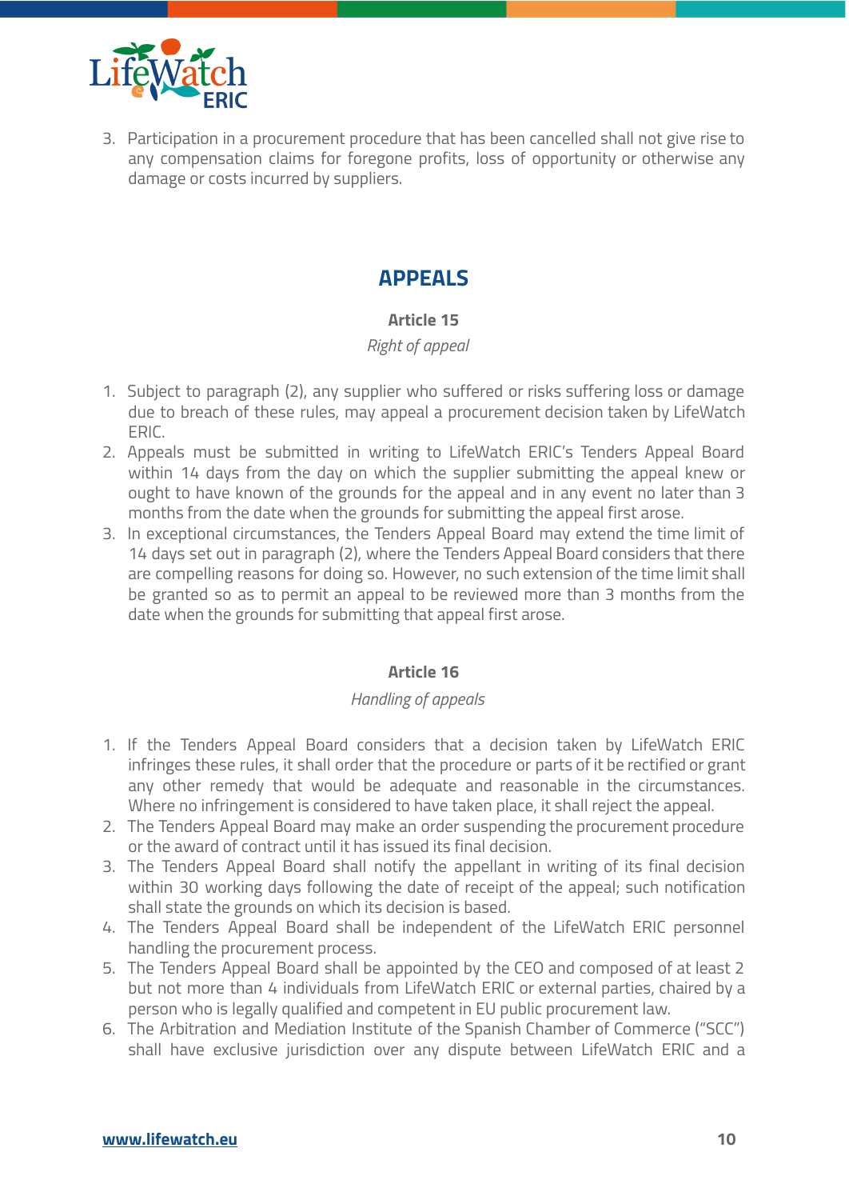3. Participation in a procurement procedure that has been cancelled shall not give rise to any compensation claims for foregone profits, loss of opportunity or otherwise any damage or costs incurred by suppliers.

## APPEALS

### Article 15

*Right of appeal*

1. Subject to paragraph (2), any supplier who suffered or risks suffering loss or damage due to breach of these rules, may appeal a procurement decision taken by LifeWatch ERIC.
2. Appeals must be submitted in writing to LifeWatch ERIC's Tenders Appeal Board within 14 days from the day on which the supplier submitting the appeal knew or ought to have known of the grounds for the appeal and in any event no later than 3 months from the date when the grounds for submitting the appeal first arose.
3. In exceptional circumstances, the Tenders Appeal Board may extend the time limit of 14 days set out in paragraph (2), where the Tenders Appeal Board considers that there are compelling reasons for doing so. However, no such extension of the time limit shall be granted so as to permit an appeal to be reviewed more than 3 months from the date when the grounds for submitting that appeal first arose.

### Article 16

*Handling of appeals*

1. If the Tenders Appeal Board considers that a decision taken by LifeWatch ERIC infringes these rules, it shall order that the procedure or parts of it be rectified or grant any other remedy that would be adequate and reasonable in the circumstances. Where no infringement is considered to have taken place, it shall reject the appeal.
2. The Tenders Appeal Board may make an order suspending the procurement procedure or the award of contract until it has issued its final decision.
3. The Tenders Appeal Board shall notify the appellant in writing of its final decision within 30 working days following the date of receipt of the appeal; such notification shall state the grounds on which its decision is based.
4. The Tenders Appeal Board shall be independent of the LifeWatch ERIC personnel handling the procurement process.
5. The Tenders Appeal Board shall be appointed by the CEO and composed of at least 2 but not more than 4 individuals from LifeWatch ERIC or external parties, chaired by a person who is legally qualified and competent in EU public procurement law.
6. The Arbitration and Mediation Institute of the Spanish Chamber of Commerce ("SCC") shall have exclusive jurisdiction over any dispute between LifeWatch ERIC and a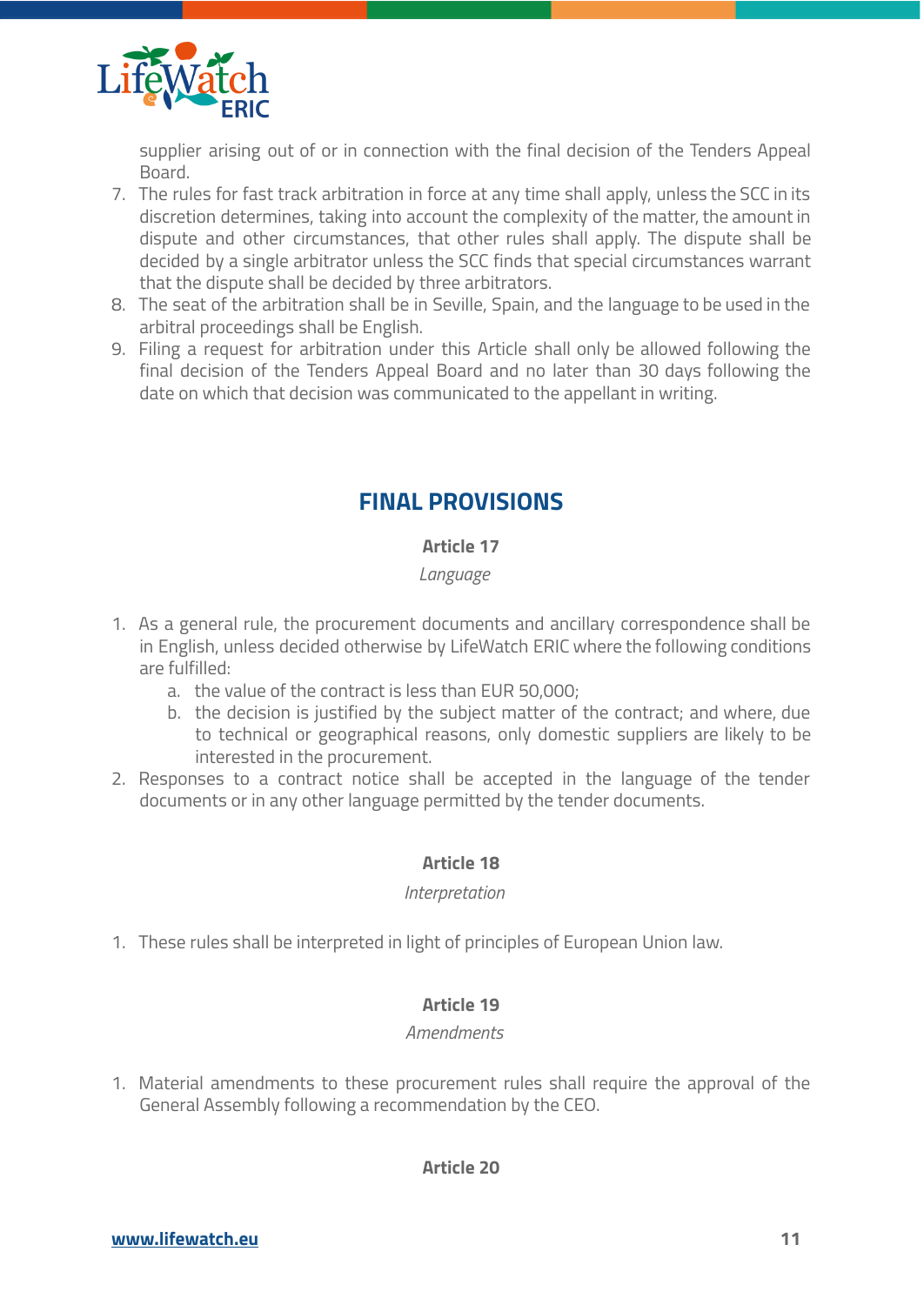supplier arising out of or in connection with the final decision of the Tenders Appeal Board.

7. The rules for fast track arbitration in force at any time shall apply, unless the SCC in its discretion determines, taking into account the complexity of the matter, the amount in dispute and other circumstances, that other rules shall apply. The dispute shall be decided by a single arbitrator unless the SCC finds that special circumstances warrant that the dispute shall be decided by three arbitrators.
8. The seat of the arbitration shall be in Seville, Spain, and the language to be used in the arbitral proceedings shall be English.
9. Filing a request for arbitration under this Article shall only be allowed following the final decision of the Tenders Appeal Board and no later than 30 days following the date on which that decision was communicated to the appellant in writing.

## FINAL PROVISIONS

### Article 17

*Language*

1. As a general rule, the procurement documents and ancillary correspondence shall be in English, unless decided otherwise by LifeWatch ERIC where the following conditions are fulfilled:
    a. the value of the contract is less than EUR 50,000;
    b. the decision is justified by the subject matter of the contract; and where, due to technical or geographical reasons, only domestic suppliers are likely to be interested in the procurement.
2. Responses to a contract notice shall be accepted in the language of the tender documents or in any other language permitted by the tender documents.

### Article 18

*Interpretation*

1. These rules shall be interpreted in light of principles of European Union law.

### Article 19

*Amendments*

1. Material amendments to these procurement rules shall require the approval of the General Assembly following a recommendation by the CEO.

### Article 20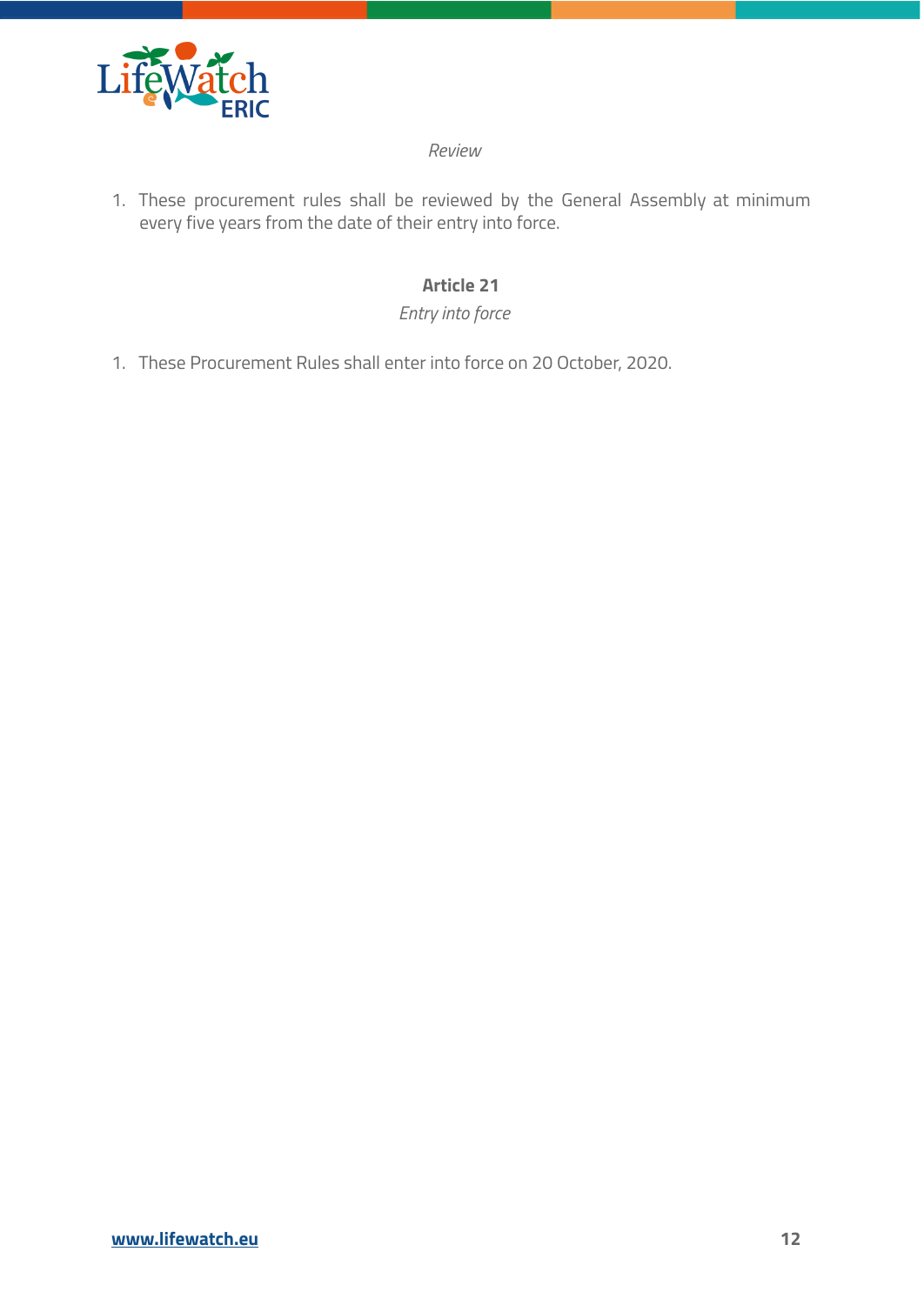*Review*

1. These procurement rules shall be reviewed by the General Assembly at minimum every five years from the date of their entry into force.

**Article 21**

*Entry into force*

1. These Procurement Rules shall enter into force on 20 October, 2020.